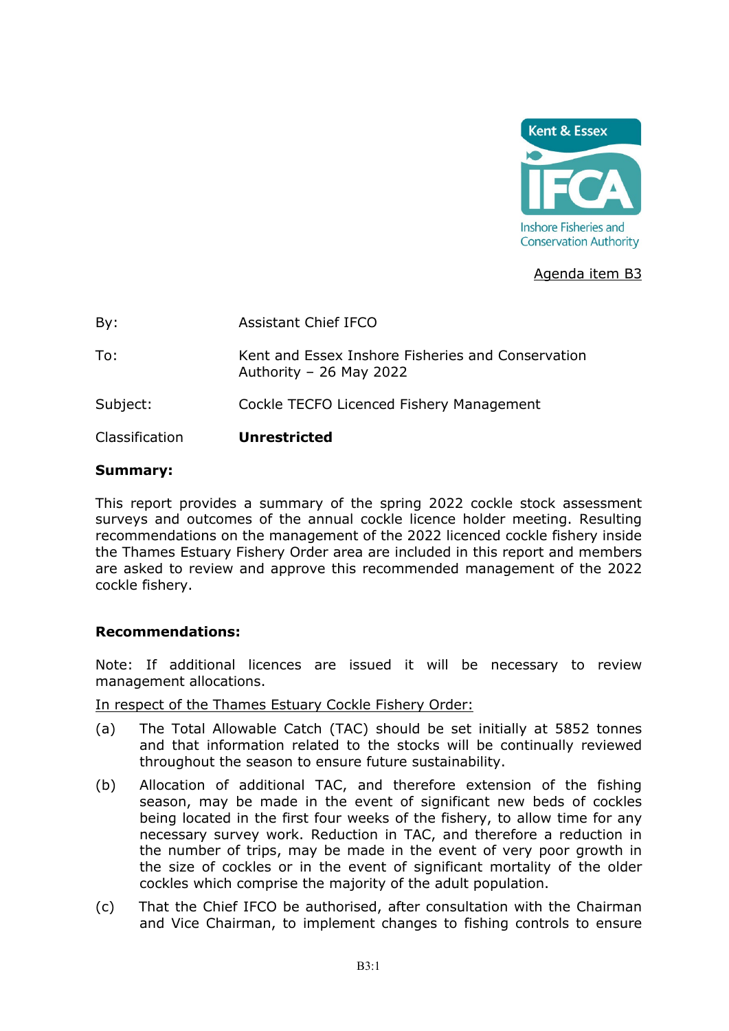Agenda item B3

| | |
|---|---|
| By: | Assistant Chief IFCO |
| To: | Kent and Essex Inshore Fisheries and Conservation Authority – 26 May 2022 |
| Subject: | Cockle TECFO Licenced Fishery Management |
| Classification | **Unrestricted** |

**Summary:**

This report provides a summary of the spring 2022 cockle stock assessment surveys and outcomes of the annual cockle licence holder meeting. Resulting recommendations on the management of the 2022 licenced cockle fishery inside the Thames Estuary Fishery Order area are included in this report and members are asked to review and approve this recommended management of the 2022 cockle fishery.

**Recommendations:**

Note: If additional licences are issued it will be necessary to review management allocations.

In respect of the Thames Estuary Cockle Fishery Order:

(a) The Total Allowable Catch (TAC) should be set initially at 5852 tonnes and that information related to the stocks will be continually reviewed throughout the season to ensure future sustainability.

(b) Allocation of additional TAC, and therefore extension of the fishing season, may be made in the event of significant new beds of cockles being located in the first four weeks of the fishery, to allow time for any necessary survey work. Reduction in TAC, and therefore a reduction in the number of trips, may be made in the event of very poor growth in the size of cockles or in the event of significant mortality of the older cockles which comprise the majority of the adult population.

(c) That the Chief IFCO be authorised, after consultation with the Chairman and Vice Chairman, to implement changes to fishing controls to ensure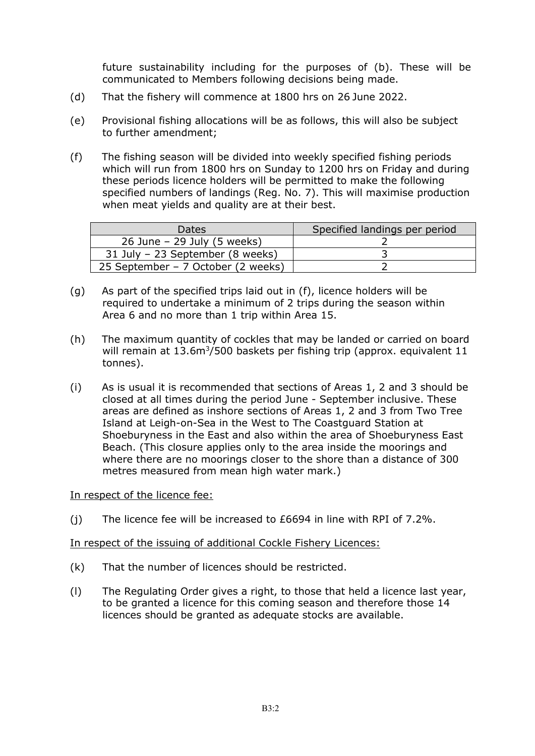future sustainability including for the purposes of (b). These will be communicated to Members following decisions being made.

(d) That the fishery will commence at 1800 hrs on 26 June 2022.

(e) Provisional fishing allocations will be as follows, this will also be subject to further amendment;

(f) The fishing season will be divided into weekly specified fishing periods which will run from 1800 hrs on Sunday to 1200 hrs on Friday and during these periods licence holders will be permitted to make the following specified numbers of landings (Reg. No. 7). This will maximise production when meat yields and quality are at their best.

| Dates | Specified landings per period |
| --- | --- |
| 26 June – 29 July (5 weeks) | 2 |
| 31 July – 23 September (8 weeks) | 3 |
| 25 September – 7 October (2 weeks) | 2 |

(g) As part of the specified trips laid out in (f), licence holders will be required to undertake a minimum of 2 trips during the season within Area 6 and no more than 1 trip within Area 15.

(h) The maximum quantity of cockles that may be landed or carried on board will remain at $13.6m^3$/500 baskets per fishing trip (approx. equivalent 11 tonnes).

(i) As is usual it is recommended that sections of Areas 1, 2 and 3 should be closed at all times during the period June - September inclusive. These areas are defined as inshore sections of Areas 1, 2 and 3 from Two Tree Island at Leigh-on-Sea in the West to The Coastguard Station at Shoeburyness in the East and also within the area of Shoeburyness East Beach. (This closure applies only to the area inside the moorings and where there are no moorings closer to the shore than a distance of 300 metres measured from mean high water mark.)

<u>In respect of the licence fee:</u>

(j) The licence fee will be increased to £6694 in line with RPI of 7.2%.

<u>In respect of the issuing of additional Cockle Fishery Licences:</u>

(k) That the number of licences should be restricted.

(l) The Regulating Order gives a right, to those that held a licence last year, to be granted a licence for this coming season and therefore those 14 licences should be granted as adequate stocks are available.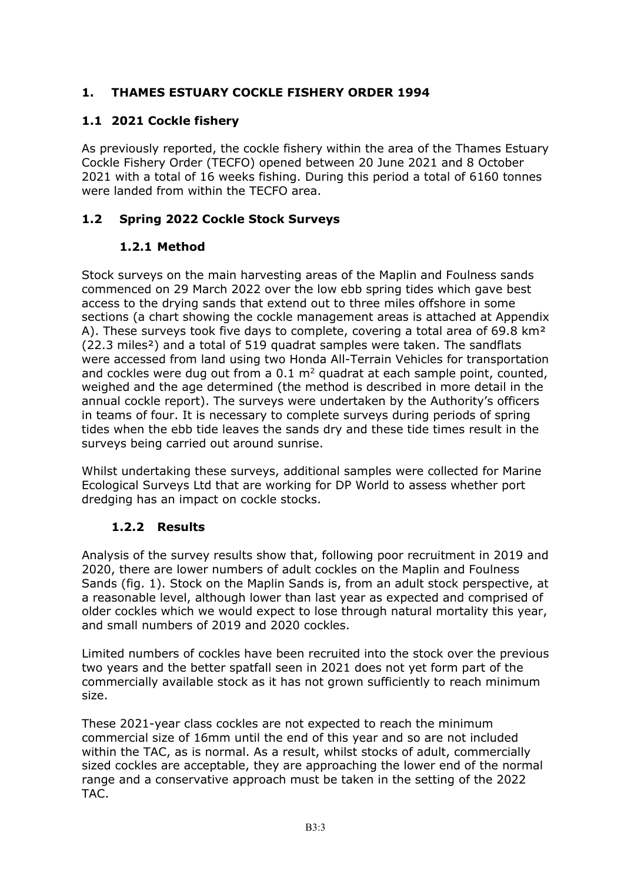## 1. THAMES ESTUARY COCKLE FISHERY ORDER 1994

### 1.1 2021 Cockle fishery

As previously reported, the cockle fishery within the area of the Thames Estuary Cockle Fishery Order (TECFO) opened between 20 June 2021 and 8 October 2021 with a total of 16 weeks fishing. During this period a total of 6160 tonnes were landed from within the TECFO area.

### 1.2 Spring 2022 Cockle Stock Surveys

#### 1.2.1 Method

Stock surveys on the main harvesting areas of the Maplin and Foulness sands commenced on 29 March 2022 over the low ebb spring tides which gave best access to the drying sands that extend out to three miles offshore in some sections (a chart showing the cockle management areas is attached at Appendix A). These surveys took five days to complete, covering a total area of 69.8 km² (22.3 miles²) and a total of 519 quadrat samples were taken. The sandflats were accessed from land using two Honda All-Terrain Vehicles for transportation and cockles were dug out from a 0.1 $m^2$ quadrat at each sample point, counted, weighed and the age determined (the method is described in more detail in the annual cockle report). The surveys were undertaken by the Authority's officers in teams of four. It is necessary to complete surveys during periods of spring tides when the ebb tide leaves the sands dry and these tide times result in the surveys being carried out around sunrise.

Whilst undertaking these surveys, additional samples were collected for Marine Ecological Surveys Ltd that are working for DP World to assess whether port dredging has an impact on cockle stocks.

#### 1.2.2 Results

Analysis of the survey results show that, following poor recruitment in 2019 and 2020, there are lower numbers of adult cockles on the Maplin and Foulness Sands (fig. 1). Stock on the Maplin Sands is, from an adult stock perspective, at a reasonable level, although lower than last year as expected and comprised of older cockles which we would expect to lose through natural mortality this year, and small numbers of 2019 and 2020 cockles.

Limited numbers of cockles have been recruited into the stock over the previous two years and the better spatfall seen in 2021 does not yet form part of the commercially available stock as it has not grown sufficiently to reach minimum size.

These 2021-year class cockles are not expected to reach the minimum commercial size of 16mm until the end of this year and so are not included within the TAC, as is normal. As a result, whilst stocks of adult, commercially sized cockles are acceptable, they are approaching the lower end of the normal range and a conservative approach must be taken in the setting of the 2022 TAC.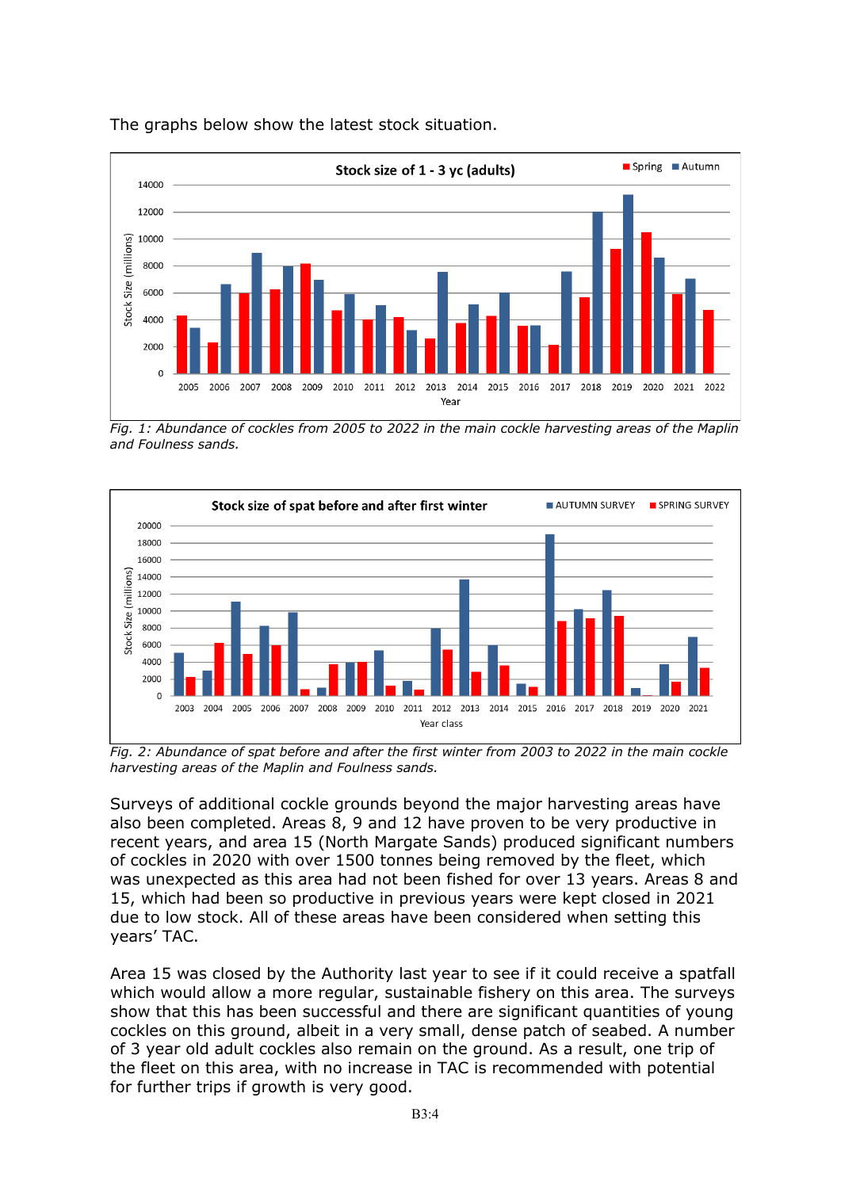The graphs below show the latest stock situation.

*Fig. 1: Abundance of cockles from 2005 to 2022 in the main cockle harvesting areas of the Maplin and Foulness sands.*

*Fig. 2: Abundance of spat before and after the first winter from 2003 to 2022 in the main cockle harvesting areas of the Maplin and Foulness sands.*

Surveys of additional cockle grounds beyond the major harvesting areas have also been completed. Areas 8, 9 and 12 have proven to be very productive in recent years, and area 15 (North Margate Sands) produced significant numbers of cockles in 2020 with over 1500 tonnes being removed by the fleet, which was unexpected as this area had not been fished for over 13 years. Areas 8 and 15, which had been so productive in previous years were kept closed in 2021 due to low stock. All of these areas have been considered when setting this years' TAC.

Area 15 was closed by the Authority last year to see if it could receive a spatfall which would allow a more regular, sustainable fishery on this area. The surveys show that this has been successful and there are significant quantities of young cockles on this ground, albeit in a very small, dense patch of seabed. A number of 3 year old adult cockles also remain on the ground. As a result, one trip of the fleet on this area, with no increase in TAC is recommended with potential for further trips if growth is very good.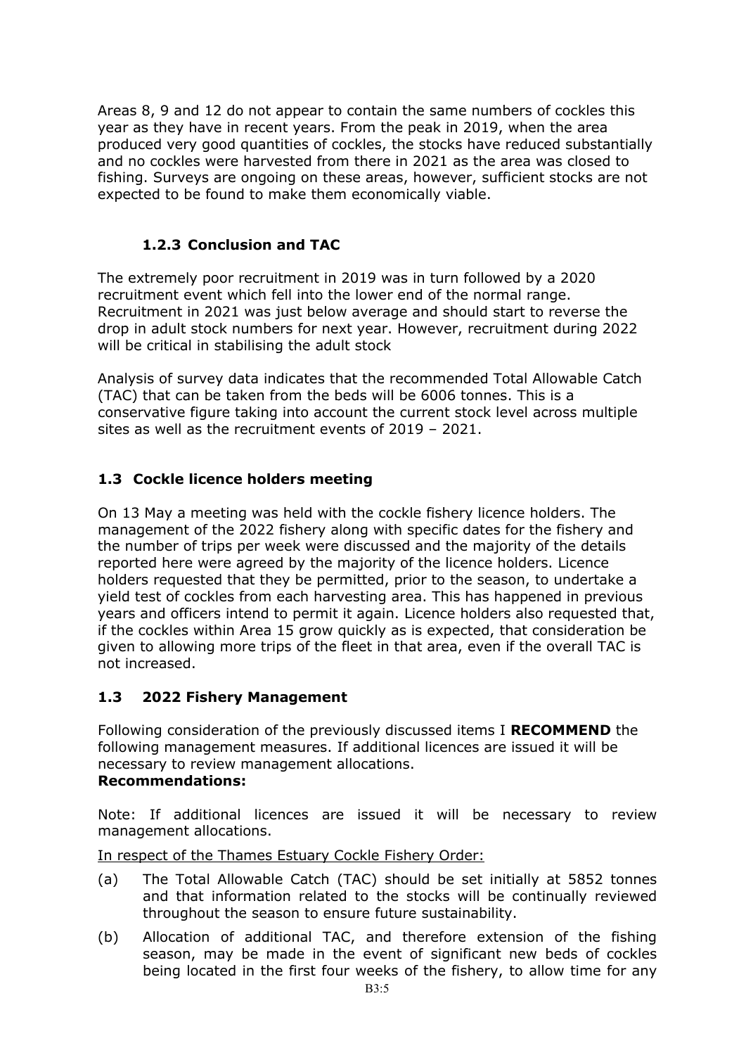Areas 8, 9 and 12 do not appear to contain the same numbers of cockles this year as they have in recent years. From the peak in 2019, when the area produced very good quantities of cockles, the stocks have reduced substantially and no cockles were harvested from there in 2021 as the area was closed to fishing. Surveys are ongoing on these areas, however, sufficient stocks are not expected to be found to make them economically viable.

#### 1.2.3 Conclusion and TAC

The extremely poor recruitment in 2019 was in turn followed by a 2020 recruitment event which fell into the lower end of the normal range. Recruitment in 2021 was just below average and should start to reverse the drop in adult stock numbers for next year. However, recruitment during 2022 will be critical in stabilising the adult stock

Analysis of survey data indicates that the recommended Total Allowable Catch (TAC) that can be taken from the beds will be 6006 tonnes. This is a conservative figure taking into account the current stock level across multiple sites as well as the recruitment events of 2019 – 2021.

### 1.3 Cockle licence holders meeting

On 13 May a meeting was held with the cockle fishery licence holders. The management of the 2022 fishery along with specific dates for the fishery and the number of trips per week were discussed and the majority of the details reported here were agreed by the majority of the licence holders. Licence holders requested that they be permitted, prior to the season, to undertake a yield test of cockles from each harvesting area. This has happened in previous years and officers intend to permit it again. Licence holders also requested that, if the cockles within Area 15 grow quickly as is expected, that consideration be given to allowing more trips of the fleet in that area, even if the overall TAC is not increased.

### 1.3 2022 Fishery Management

Following consideration of the previously discussed items I **RECOMMEND** the following management measures. If additional licences are issued it will be necessary to review management allocations.

**Recommendations:**

Note: If additional licences are issued it will be necessary to review management allocations.

<u>In respect of the Thames Estuary Cockle Fishery Order:</u>

(a) The Total Allowable Catch (TAC) should be set initially at 5852 tonnes and that information related to the stocks will be continually reviewed throughout the season to ensure future sustainability.

(b) Allocation of additional TAC, and therefore extension of the fishing season, may be made in the event of significant new beds of cockles being located in the first four weeks of the fishery, to allow time for any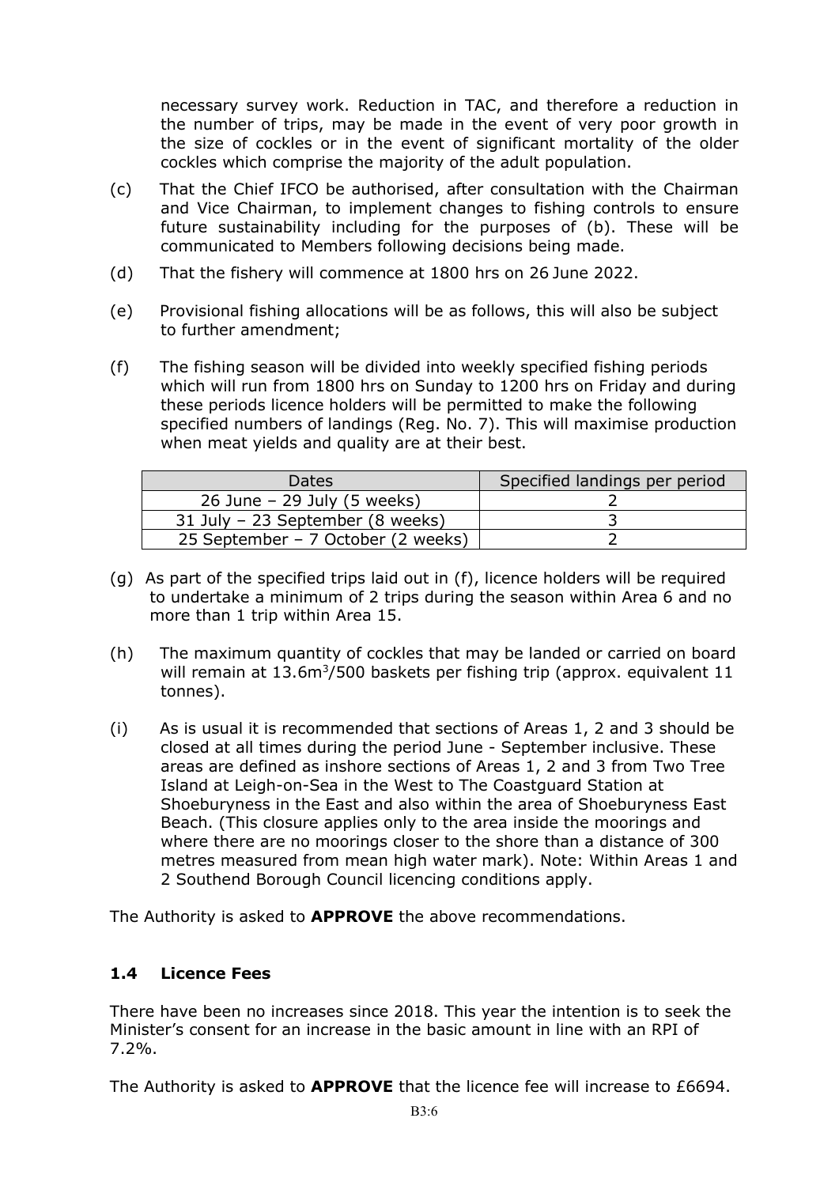necessary survey work. Reduction in TAC, and therefore a reduction in the number of trips, may be made in the event of very poor growth in the size of cockles or in the event of significant mortality of the older cockles which comprise the majority of the adult population.

(c) That the Chief IFCO be authorised, after consultation with the Chairman and Vice Chairman, to implement changes to fishing controls to ensure future sustainability including for the purposes of (b). These will be communicated to Members following decisions being made.

(d) That the fishery will commence at 1800 hrs on 26 June 2022.

(e) Provisional fishing allocations will be as follows, this will also be subject to further amendment;

(f) The fishing season will be divided into weekly specified fishing periods which will run from 1800 hrs on Sunday to 1200 hrs on Friday and during these periods licence holders will be permitted to make the following specified numbers of landings (Reg. No. 7). This will maximise production when meat yields and quality are at their best.

| Dates | Specified landings per period |
|---|---|
| 26 June – 29 July (5 weeks) | 2 |
| 31 July – 23 September (8 weeks) | 3 |
| 25 September – 7 October (2 weeks) | 2 |

(g) As part of the specified trips laid out in (f), licence holders will be required to undertake a minimum of 2 trips during the season within Area 6 and no more than 1 trip within Area 15.

(h) The maximum quantity of cockles that may be landed or carried on board will remain at $13.6m^3$/500 baskets per fishing trip (approx. equivalent 11 tonnes).

(i) As is usual it is recommended that sections of Areas 1, 2 and 3 should be closed at all times during the period June - September inclusive. These areas are defined as inshore sections of Areas 1, 2 and 3 from Two Tree Island at Leigh-on-Sea in the West to The Coastguard Station at Shoeburyness in the East and also within the area of Shoeburyness East Beach. (This closure applies only to the area inside the moorings and where there are no moorings closer to the shore than a distance of 300 metres measured from mean high water mark). Note: Within Areas 1 and 2 Southend Borough Council licencing conditions apply.

The Authority is asked to **APPROVE** the above recommendations.

### 1.4 Licence Fees

There have been no increases since 2018. This year the intention is to seek the Minister's consent for an increase in the basic amount in line with an RPI of 7.2%.

The Authority is asked to **APPROVE** that the licence fee will increase to £6694.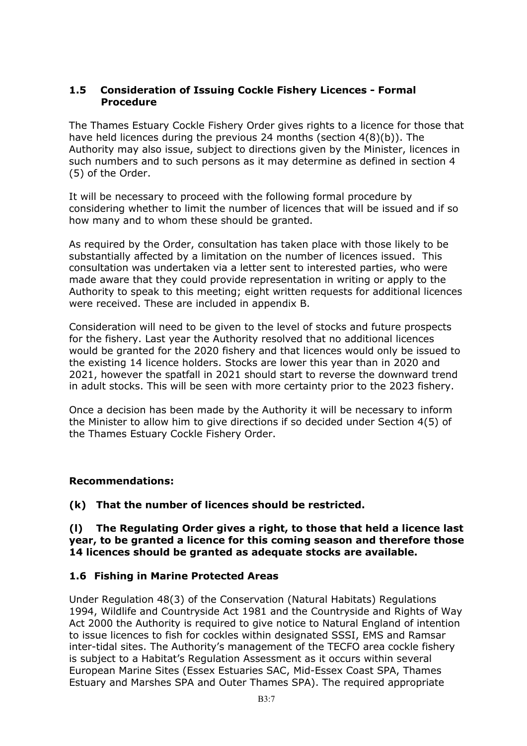### 1.5 Consideration of Issuing Cockle Fishery Licences - Formal Procedure

The Thames Estuary Cockle Fishery Order gives rights to a licence for those that have held licences during the previous 24 months (section 4(8)(b)). The Authority may also issue, subject to directions given by the Minister, licences in such numbers and to such persons as it may determine as defined in section 4 (5) of the Order.

It will be necessary to proceed with the following formal procedure by considering whether to limit the number of licences that will be issued and if so how many and to whom these should be granted.

As required by the Order, consultation has taken place with those likely to be substantially affected by a limitation on the number of licences issued. This consultation was undertaken via a letter sent to interested parties, who were made aware that they could provide representation in writing or apply to the Authority to speak to this meeting; eight written requests for additional licences were received. These are included in appendix B.

Consideration will need to be given to the level of stocks and future prospects for the fishery. Last year the Authority resolved that no additional licences would be granted for the 2020 fishery and that licences would only be issued to the existing 14 licence holders. Stocks are lower this year than in 2020 and 2021, however the spatfall in 2021 should start to reverse the downward trend in adult stocks. This will be seen with more certainty prior to the 2023 fishery.

Once a decision has been made by the Authority it will be necessary to inform the Minister to allow him to give directions if so decided under Section 4(5) of the Thames Estuary Cockle Fishery Order.

**Recommendations:**

**(k) That the number of licences should be restricted.**

**(l) The Regulating Order gives a right, to those that held a licence last year, to be granted a licence for this coming season and therefore those 14 licences should be granted as adequate stocks are available.**

### 1.6 Fishing in Marine Protected Areas

Under Regulation 48(3) of the Conservation (Natural Habitats) Regulations 1994, Wildlife and Countryside Act 1981 and the Countryside and Rights of Way Act 2000 the Authority is required to give notice to Natural England of intention to issue licences to fish for cockles within designated SSSI, EMS and Ramsar inter-tidal sites. The Authority's management of the TECFO area cockle fishery is subject to a Habitat's Regulation Assessment as it occurs within several European Marine Sites (Essex Estuaries SAC, Mid-Essex Coast SPA, Thames Estuary and Marshes SPA and Outer Thames SPA). The required appropriate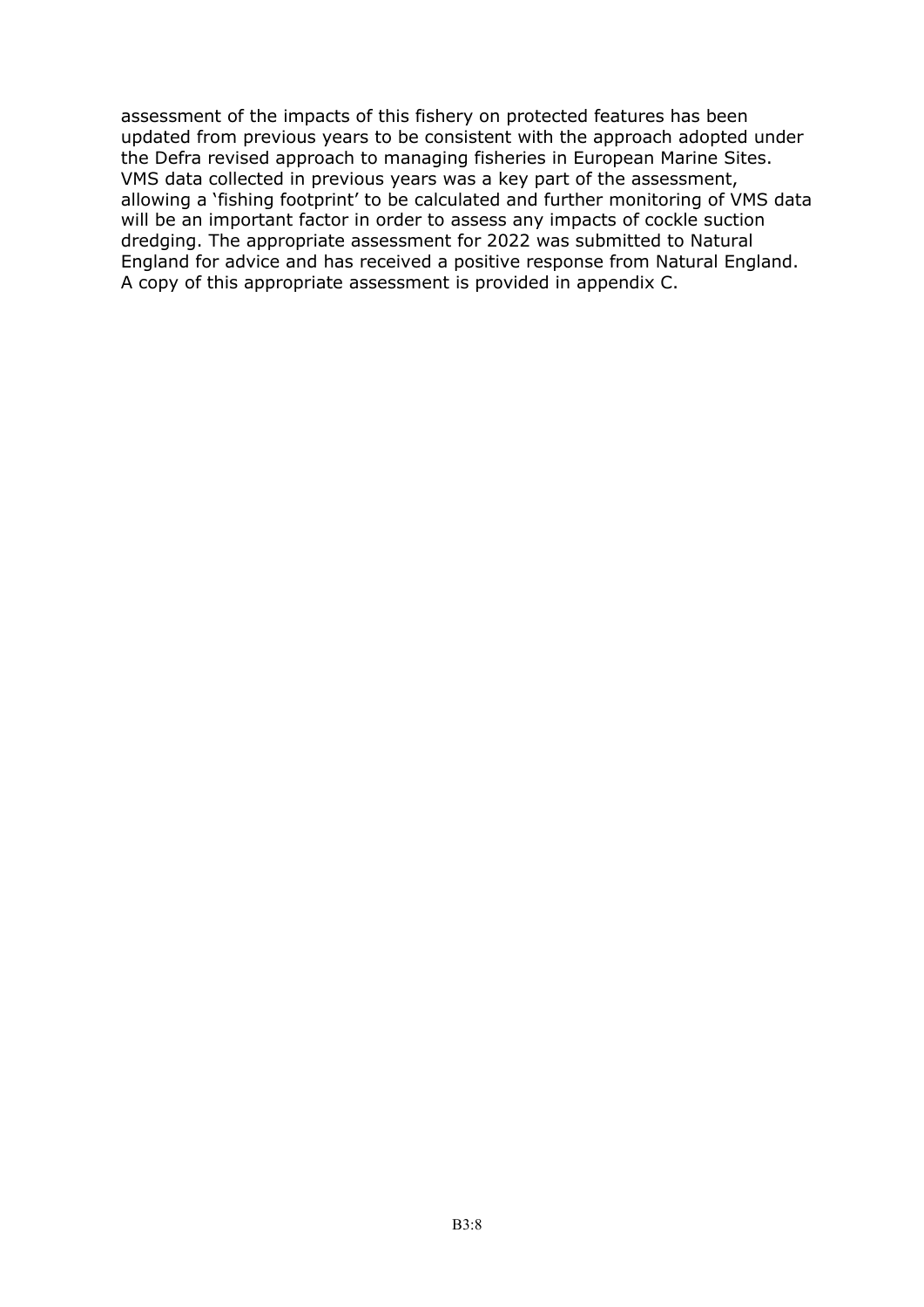assessment of the impacts of this fishery on protected features has been updated from previous years to be consistent with the approach adopted under the Defra revised approach to managing fisheries in European Marine Sites. VMS data collected in previous years was a key part of the assessment, allowing a 'fishing footprint' to be calculated and further monitoring of VMS data will be an important factor in order to assess any impacts of cockle suction dredging. The appropriate assessment for 2022 was submitted to Natural England for advice and has received a positive response from Natural England. A copy of this appropriate assessment is provided in appendix C.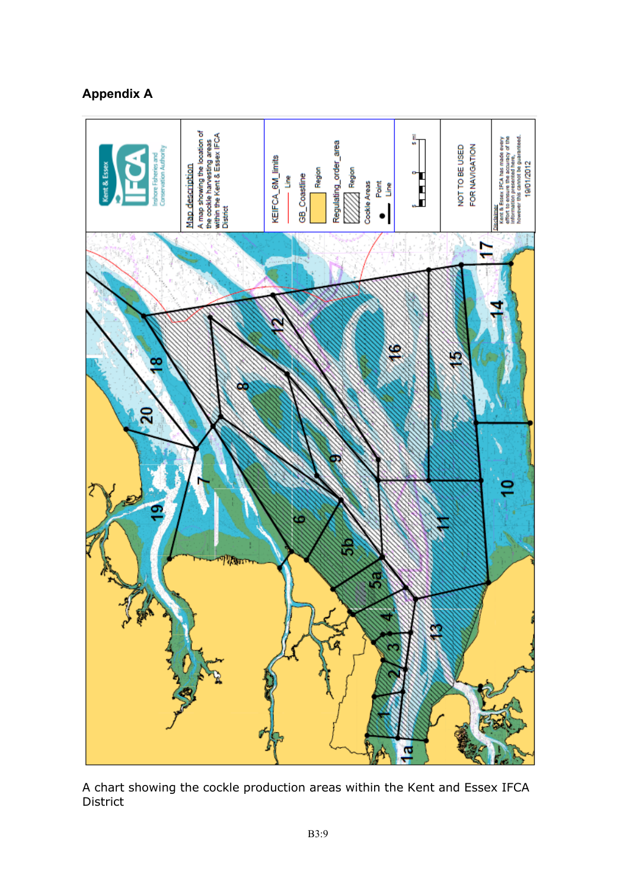## Appendix A

Kent & Essex IFCA
Inshore Fisheries and Conservation Authority

Map description
A map showing the location of the cockle harvesting areas within the Kent & Essex IFCA District

KEIFCA_6M_limits
Line
GB_Coastline
Region
Regulating_order_area
Region
Cockle Areas
Point
Line

5 mi 0 5

NOT TO BE USED FOR NAVIGATION

Disclaimer
Kent & Essex IFCA has made every effort to ensure the accuracy of the information presented here, however this cannot be guaranteed.
19/01/2012

17
14
12
16
15
18
8
20
9
7
10
19
11
6
5b
5a
4
13
3
2
1
1a

A chart showing the cockle production areas within the Kent and Essex IFCA District